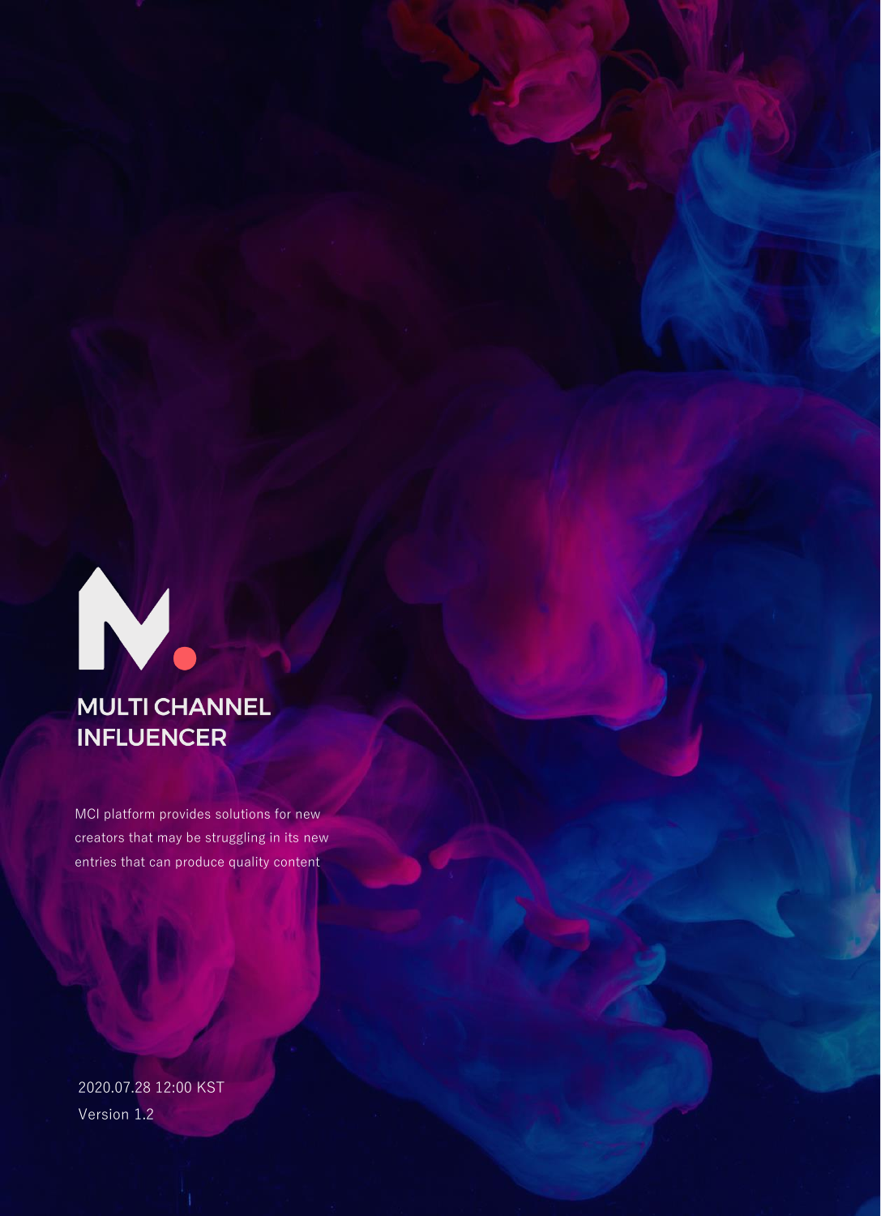# MULTI CHANNEL INFLUENCER

MCI platform provides solutions for new creators that may be struggling in its new entries that can produce quality content

2020.07.28 12:00 KST

Version 1.2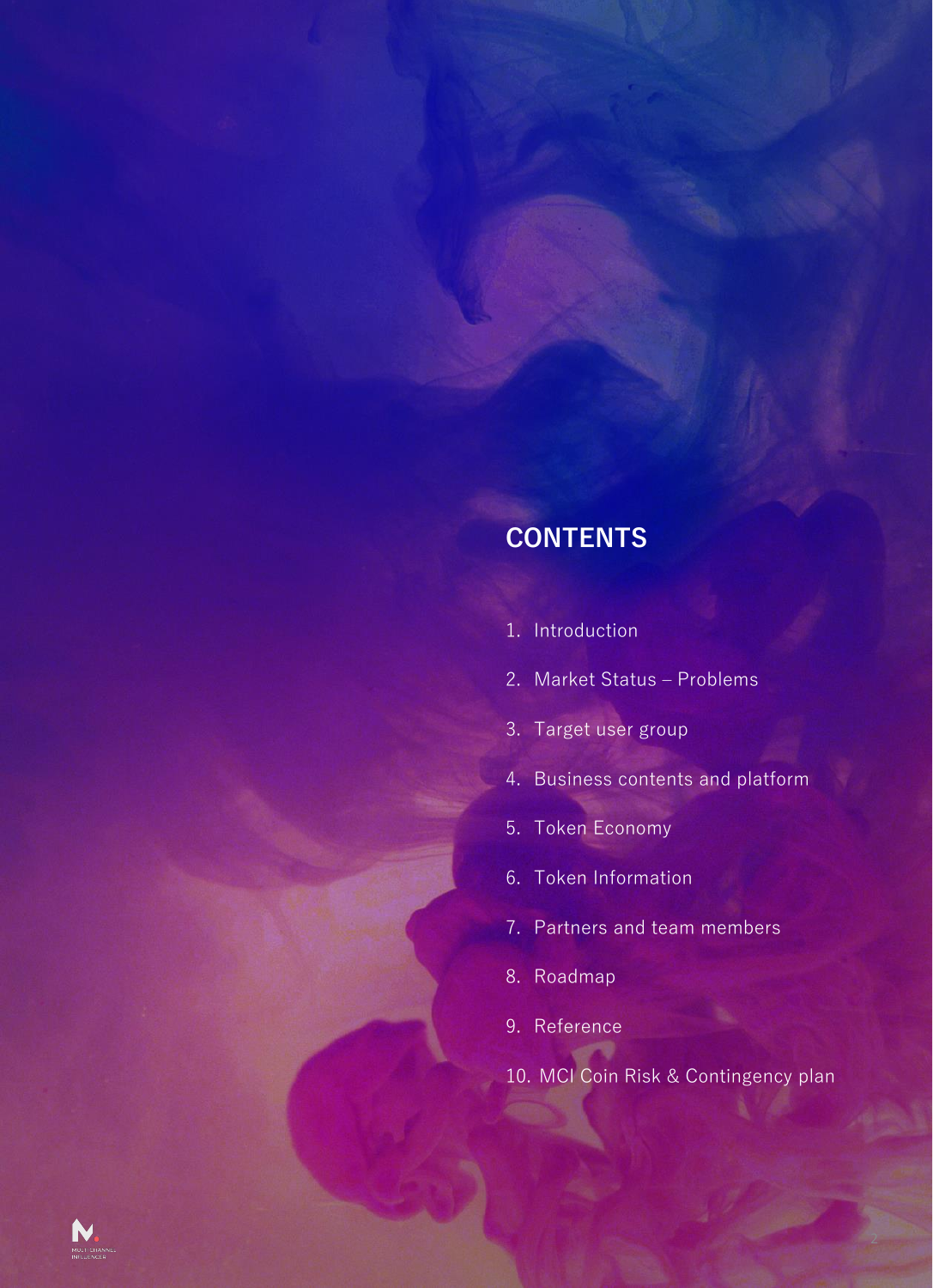## CONTENTS

1. Introduction
2. Market Status – Problems
3. Target user group
4. Business contents and platform
5. Token Economy
6. Token Information
7. Partners and team members
8. Roadmap
9. Reference
10. MCI Coin Risk & Contingency plan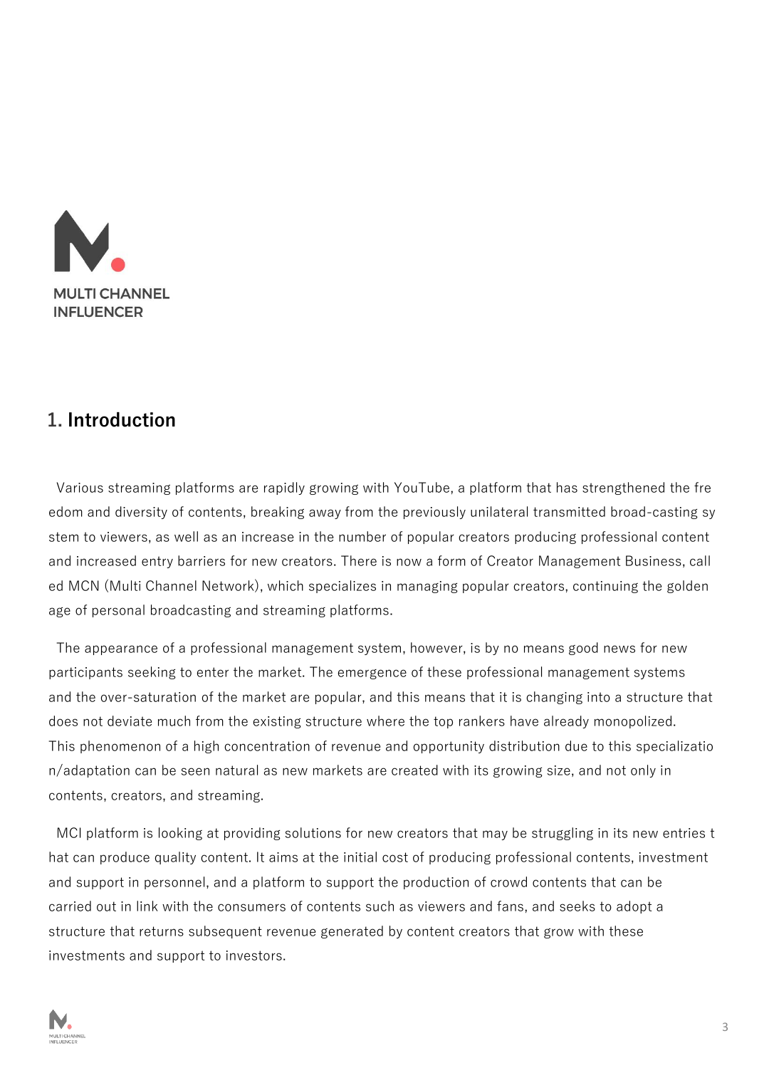MULTI CHANNEL INFLUENCER

## 1. Introduction

Various streaming platforms are rapidly growing with YouTube, a platform that has strengthened the freedom and diversity of contents, breaking away from the previously unilateral transmitted broad-casting system to viewers, as well as an increase in the number of popular creators producing professional content and increased entry barriers for new creators. There is now a form of Creator Management Business, called MCN (Multi Channel Network), which specializes in managing popular creators, continuing the golden age of personal broadcasting and streaming platforms.

The appearance of a professional management system, however, is by no means good news for new participants seeking to enter the market. The emergence of these professional management systems and the over-saturation of the market are popular, and this means that it is changing into a structure that does not deviate much from the existing structure where the top rankers have already monopolized. This phenomenon of a high concentration of revenue and opportunity distribution due to this specialization/adaptation can be seen natural as new markets are created with its growing size, and not only in contents, creators, and streaming.

MCI platform is looking at providing solutions for new creators that may be struggling in its new entries that can produce quality content. It aims at the initial cost of producing professional contents, investment and support in personnel, and a platform to support the production of crowd contents that can be carried out in link with the consumers of contents such as viewers and fans, and seeks to adopt a structure that returns subsequent revenue generated by content creators that grow with these investments and support to investors.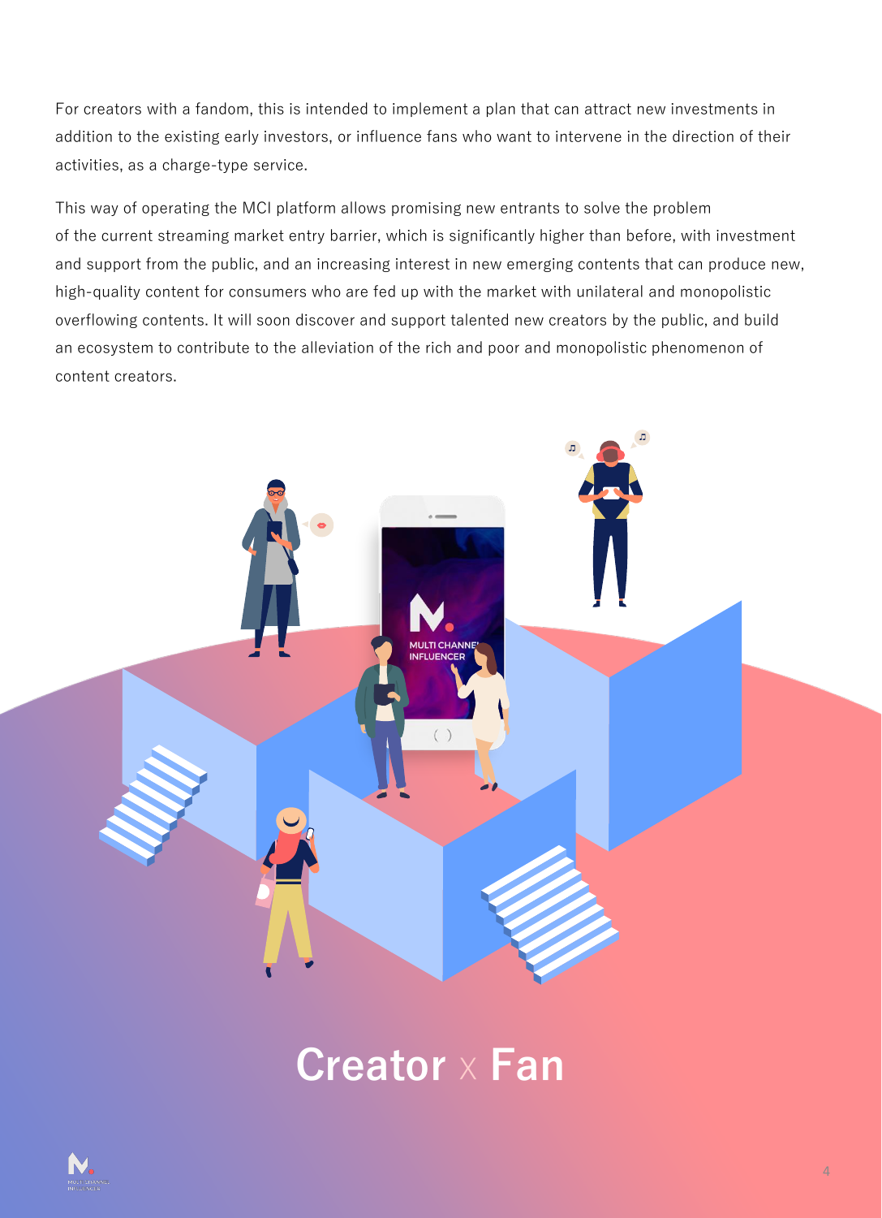For creators with a fandom, this is intended to implement a plan that can attract new investments in addition to the existing early investors, or influence fans who want to intervene in the direction of their activities, as a charge-type service.

This way of operating the MCI platform allows promising new entrants to solve the problem of the current streaming market entry barrier, which is significantly higher than before, with investment and support from the public, and an increasing interest in new emerging contents that can produce new, high-quality content for consumers who are fed up with the market with unilateral and monopolistic overflowing contents. It will soon discover and support talented new creators by the public, and build an ecosystem to contribute to the alleviation of the rich and poor and monopolistic phenomenon of content creators.

# Creator x Fan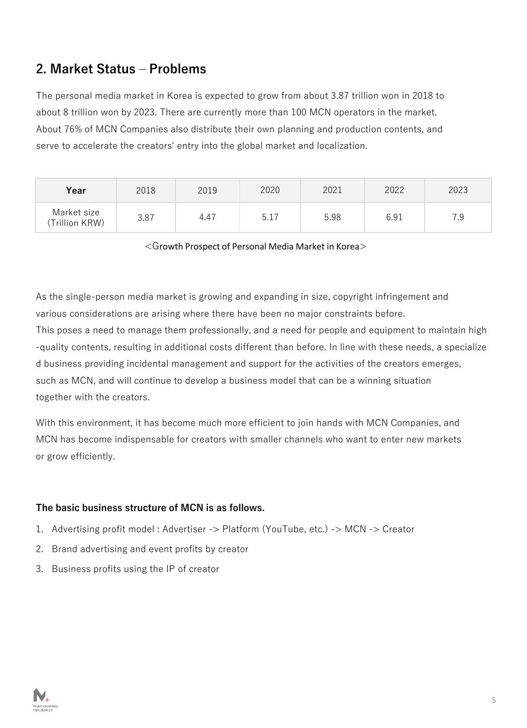## 2. Market Status – Problems

The personal media market in Korea is expected to grow from about 3.87 trillion won in 2018 to about 8 trillion won by 2023. There are currently more than 100 MCN operators in the market. About 76% of MCN Companies also distribute their own planning and production contents, and serve to accelerate the creators' entry into the global market and localization.

| Year | 2018 | 2019 | 2020 | 2021 | 2022 | 2023 |
| --- | --- | --- | --- | --- | --- | --- |
| Market size (Trillion KRW) | 3.87 | 4.47 | 5.17 | 5.98 | 6.91 | 7.9 |

<Growth Prospect of Personal Media Market in Korea>

As the single-person media market is growing and expanding in size, copyright infringement and various considerations are arising where there have been no major constraints before. This poses a need to manage them professionally, and a need for people and equipment to maintain high-quality contents, resulting in additional costs different than before. In line with these needs, a specialized business providing incidental management and support for the activities of the creators emerges, such as MCN, and will continue to develop a business model that can be a winning situation together with the creators.

With this environment, it has become much more efficient to join hands with MCN Companies, and MCN has become indispensable for creators with smaller channels who want to enter new markets or grow efficiently.

**The basic business structure of MCN is as follows.**

1. Advertising profit model : Advertiser -> Platform (YouTube, etc.) -> MCN -> Creator
2. Brand advertising and event profits by creator
3. Business profits using the IP of creator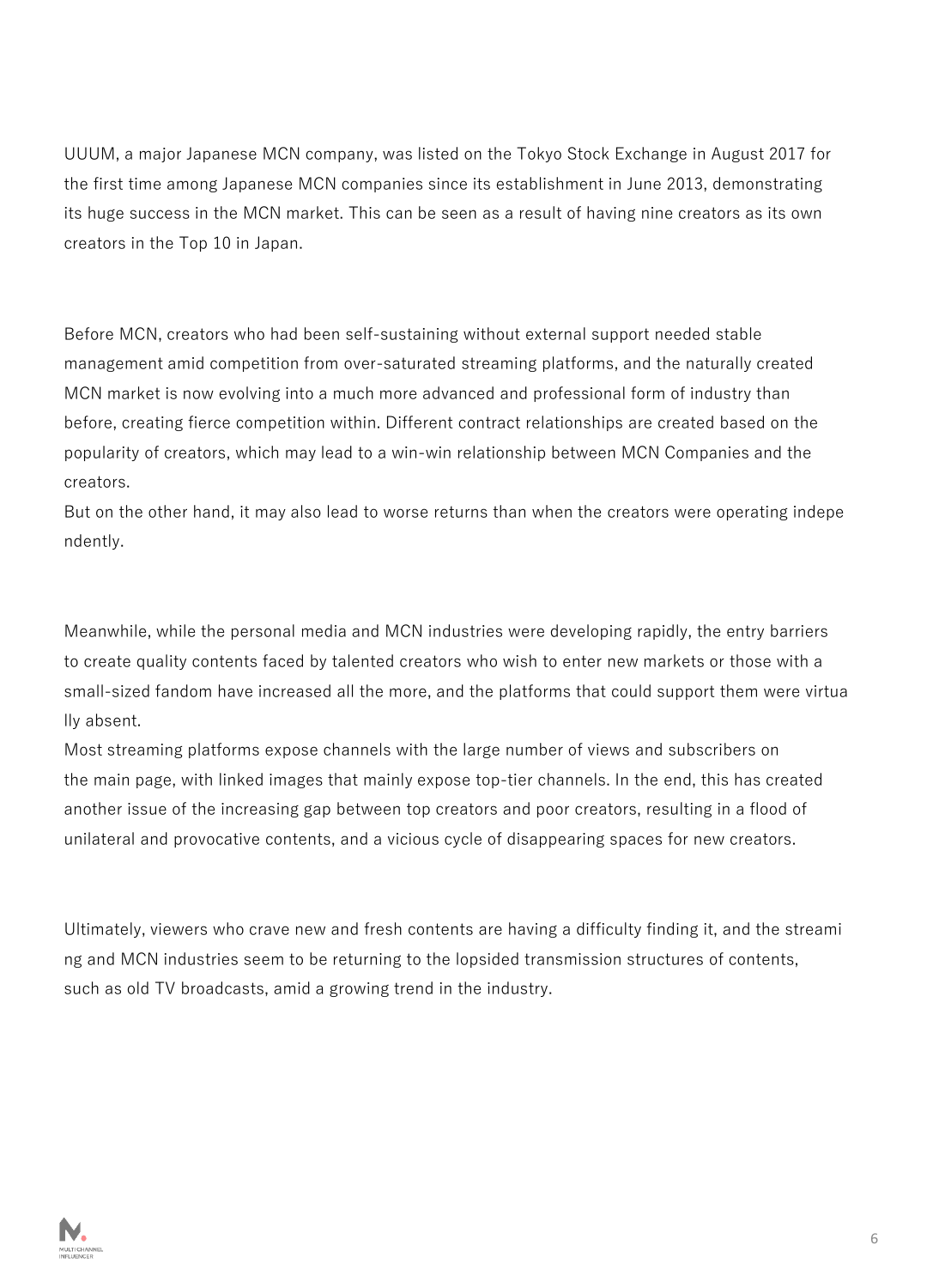UUUM, a major Japanese MCN company, was listed on the Tokyo Stock Exchange in August 2017 for the first time among Japanese MCN companies since its establishment in June 2013, demonstrating its huge success in the MCN market. This can be seen as a result of having nine creators as its own creators in the Top 10 in Japan.

Before MCN, creators who had been self-sustaining without external support needed stable management amid competition from over-saturated streaming platforms, and the naturally created MCN market is now evolving into a much more advanced and professional form of industry than before, creating fierce competition within. Different contract relationships are created based on the popularity of creators, which may lead to a win-win relationship between MCN Companies and the creators.
But on the other hand, it may also lead to worse returns than when the creators were operating independently.

Meanwhile, while the personal media and MCN industries were developing rapidly, the entry barriers to create quality contents faced by talented creators who wish to enter new markets or those with a small-sized fandom have increased all the more, and the platforms that could support them were virtually absent.
Most streaming platforms expose channels with the large number of views and subscribers on the main page, with linked images that mainly expose top-tier channels. In the end, this has created another issue of the increasing gap between top creators and poor creators, resulting in a flood of unilateral and provocative contents, and a vicious cycle of disappearing spaces for new creators.

Ultimately, viewers who crave new and fresh contents are having a difficulty finding it, and the streaming and MCN industries seem to be returning to the lopsided transmission structures of contents, such as old TV broadcasts, amid a growing trend in the industry.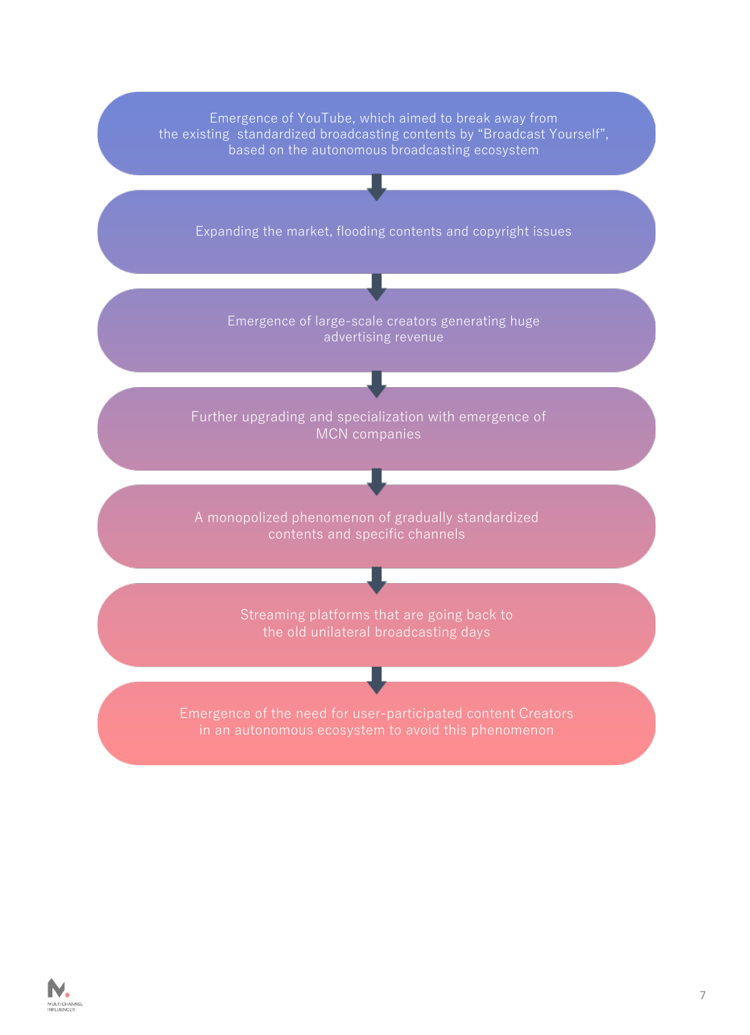Emergence of YouTube, which aimed to break away from the existing standardized broadcasting contents by "Broadcast Yourself", based on the autonomous broadcasting ecosystem

↓

Expanding the market, flooding contents and copyright issues

↓

Emergence of large-scale creators generating huge advertising revenue

↓

Further upgrading and specialization with emergence of MCN companies

↓

A monopolized phenomenon of gradually standardized contents and specific channels

↓

Streaming platforms that are going back to the old unilateral broadcasting days

↓

Emergence of the need for user-participated content Creators in an autonomous ecosystem to avoid this phenomenon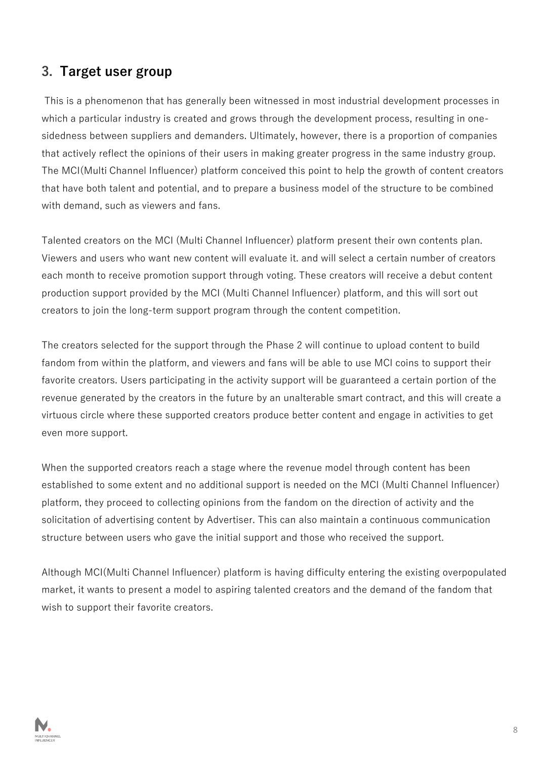## 3. Target user group

This is a phenomenon that has generally been witnessed in most industrial development processes in which a particular industry is created and grows through the development process, resulting in one-sidedness between suppliers and demanders. Ultimately, however, there is a proportion of companies that actively reflect the opinions of their users in making greater progress in the same industry group. The MCI(Multi Channel Influencer) platform conceived this point to help the growth of content creators that have both talent and potential, and to prepare a business model of the structure to be combined with demand, such as viewers and fans.

Talented creators on the MCI (Multi Channel Influencer) platform present their own contents plan. Viewers and users who want new content will evaluate it. and will select a certain number of creators each month to receive promotion support through voting. These creators will receive a debut content production support provided by the MCI (Multi Channel Influencer) platform, and this will sort out creators to join the long-term support program through the content competition.

The creators selected for the support through the Phase 2 will continue to upload content to build fandom from within the platform, and viewers and fans will be able to use MCI coins to support their favorite creators. Users participating in the activity support will be guaranteed a certain portion of the revenue generated by the creators in the future by an unalterable smart contract, and this will create a virtuous circle where these supported creators produce better content and engage in activities to get even more support.

When the supported creators reach a stage where the revenue model through content has been established to some extent and no additional support is needed on the MCI (Multi Channel Influencer) platform, they proceed to collecting opinions from the fandom on the direction of activity and the solicitation of advertising content by Advertiser. This can also maintain a continuous communication structure between users who gave the initial support and those who received the support.

Although MCI(Multi Channel Influencer) platform is having difficulty entering the existing overpopulated market, it wants to present a model to aspiring talented creators and the demand of the fandom that wish to support their favorite creators.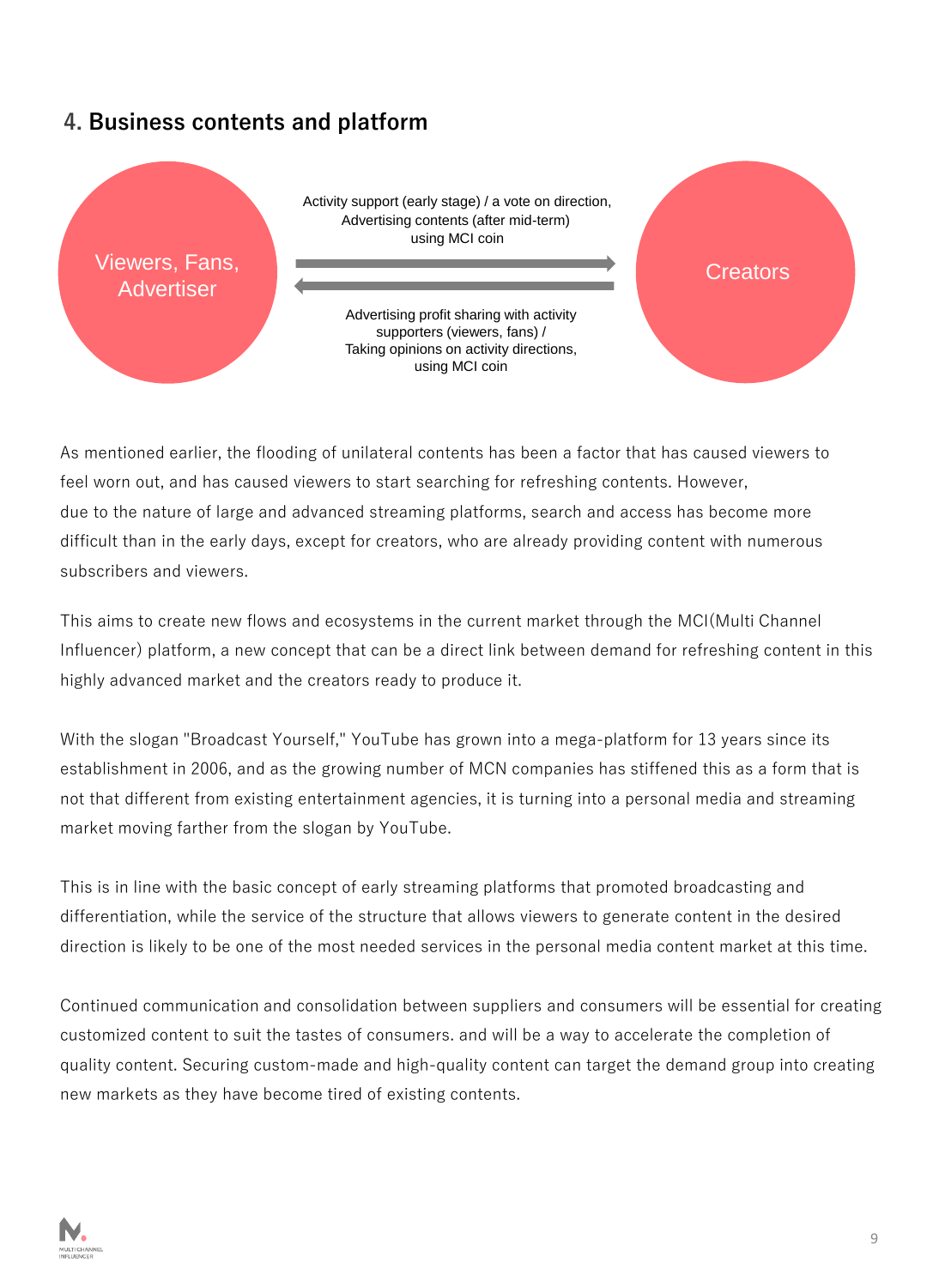## 4. Business contents and platform

Viewers, Fans, Advertiser

Activity support (early stage) / a vote on direction, Advertising contents (after mid-term) using MCI coin

Advertising profit sharing with activity supporters (viewers, fans) / Taking opinions on activity directions, using MCI coin

Creators

As mentioned earlier, the flooding of unilateral contents has been a factor that has caused viewers to feel worn out, and has caused viewers to start searching for refreshing contents. However, due to the nature of large and advanced streaming platforms, search and access has become more difficult than in the early days, except for creators, who are already providing content with numerous subscribers and viewers.

This aims to create new flows and ecosystems in the current market through the MCI(Multi Channel Influencer) platform, a new concept that can be a direct link between demand for refreshing content in this highly advanced market and the creators ready to produce it.

With the slogan "Broadcast Yourself," YouTube has grown into a mega-platform for 13 years since its establishment in 2006, and as the growing number of MCN companies has stiffened this as a form that is not that different from existing entertainment agencies, it is turning into a personal media and streaming market moving farther from the slogan by YouTube.

This is in line with the basic concept of early streaming platforms that promoted broadcasting and differentiation, while the service of the structure that allows viewers to generate content in the desired direction is likely to be one of the most needed services in the personal media content market at this time.

Continued communication and consolidation between suppliers and consumers will be essential for creating customized content to suit the tastes of consumers. and will be a way to accelerate the completion of quality content. Securing custom-made and high-quality content can target the demand group into creating new markets as they have become tired of existing contents.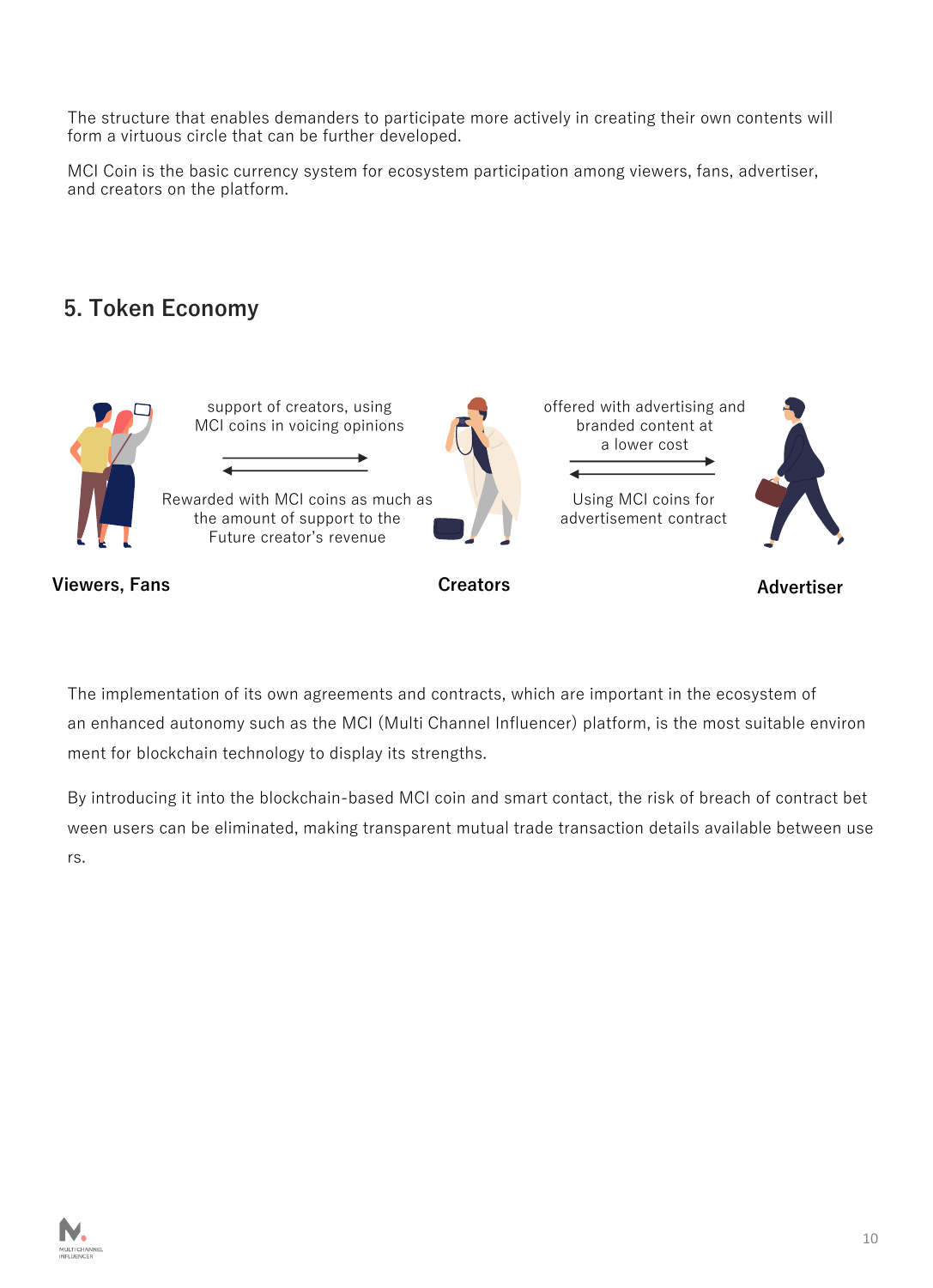The structure that enables demanders to participate more actively in creating their own contents will form a virtuous circle that can be further developed.

MCI Coin is the basic currency system for ecosystem participation among viewers, fans, advertiser, and creators on the platform.

## 5. Token Economy

support of creators, using MCI coins in voicing opinions

Rewarded with MCI coins as much as the amount of support to the Future creator's revenue

offered with advertising and branded content at a lower cost

Using MCI coins for advertisement contract

**Viewers, Fans**

**Creators**

**Advertiser**

The implementation of its own agreements and contracts, which are important in the ecosystem of an enhanced autonomy such as the MCI (Multi Channel Influencer) platform, is the most suitable environ ment for blockchain technology to display its strengths.

By introducing it into the blockchain-based MCI coin and smart contact, the risk of breach of contract bet ween users can be eliminated, making transparent mutual trade transaction details available between use rs.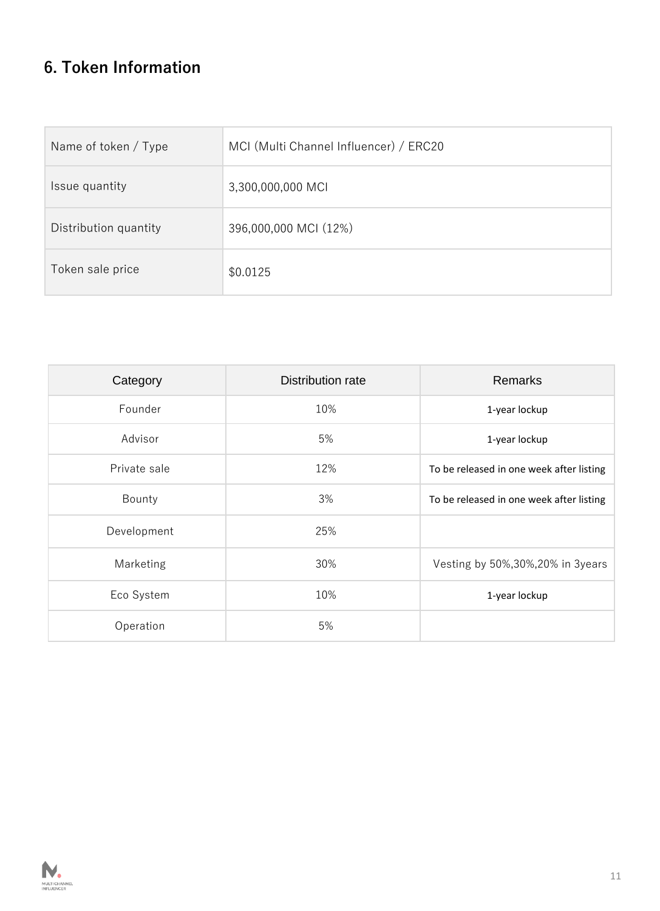## 6. Token Information

| | |
|---|---|
| Name of token / Type | MCI (Multi Channel Influencer) / ERC20 |
| Issue quantity | 3,300,000,000 MCI |
| Distribution quantity | 396,000,000 MCI (12%) |
| Token sale price | $0.0125 |

| Category | Distribution rate | Remarks |
|---|---|---|
| Founder | 10% | 1-year lockup |
| Advisor | 5% | 1-year lockup |
| Private sale | 12% | To be released in one week after listing |
| Bounty | 3% | To be released in one week after listing |
| Development | 25% | |
| Marketing | 30% | Vesting by 50%,30%,20% in 3years |
| Eco System | 10% | 1-year lockup |
| Operation | 5% | |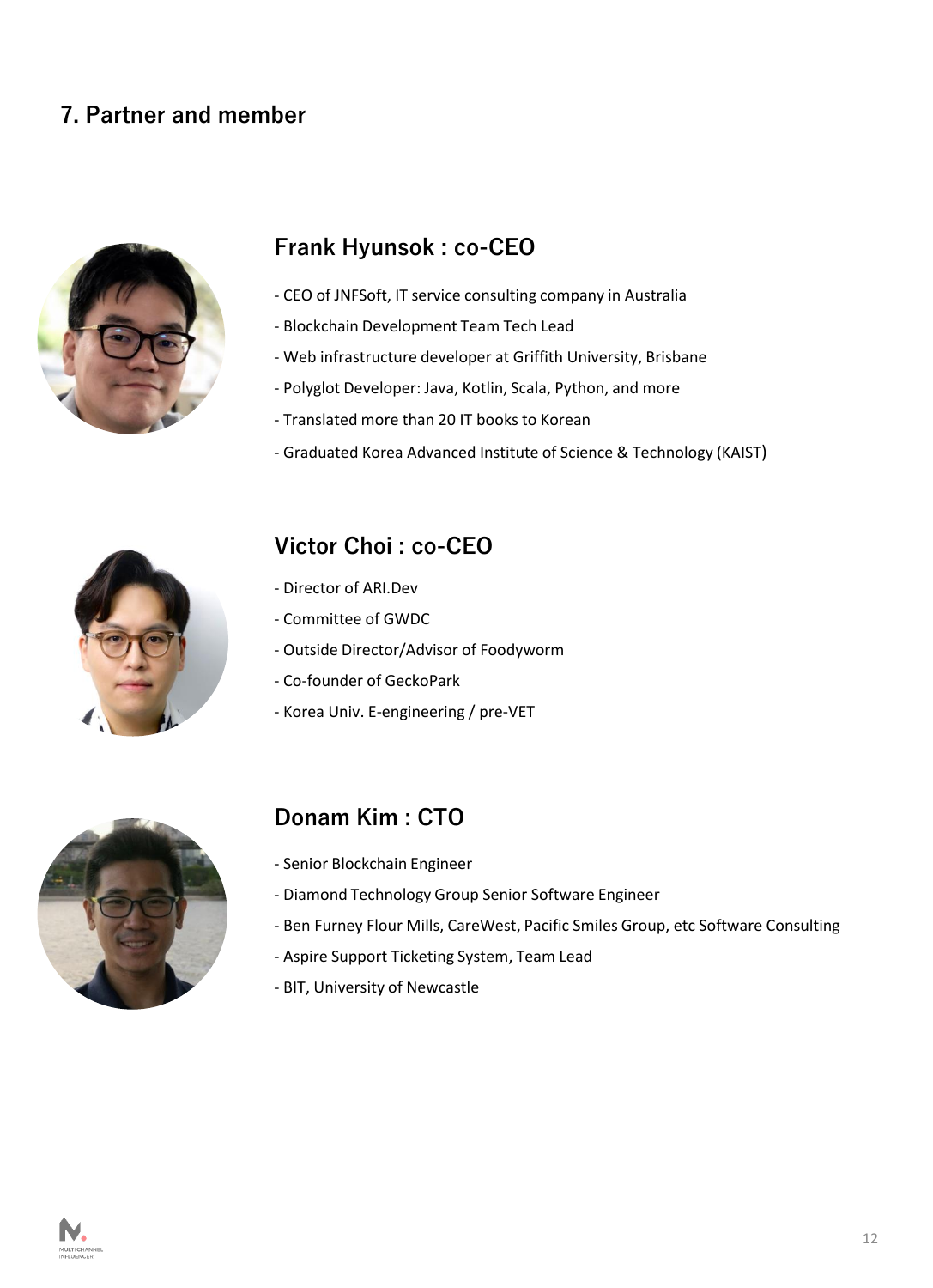## 7. Partner and member

### Frank Hyunsok : co-CEO

- CEO of JNFSoft, IT service consulting company in Australia
- Blockchain Development Team Tech Lead
- Web infrastructure developer at Griffith University, Brisbane
- Polyglot Developer: Java, Kotlin, Scala, Python, and more
- Translated more than 20 IT books to Korean
- Graduated Korea Advanced Institute of Science & Technology (KAIST)

### Victor Choi : co-CEO

- Director of ARI.Dev
- Committee of GWDC
- Outside Director/Advisor of Foodyworm
- Co-founder of GeckoPark
- Korea Univ. E-engineering / pre-VET

### Donam Kim : CTO

- Senior Blockchain Engineer
- Diamond Technology Group Senior Software Engineer
- Ben Furney Flour Mills, CareWest, Pacific Smiles Group, etc Software Consulting
- Aspire Support Ticketing System, Team Lead
- BIT, University of Newcastle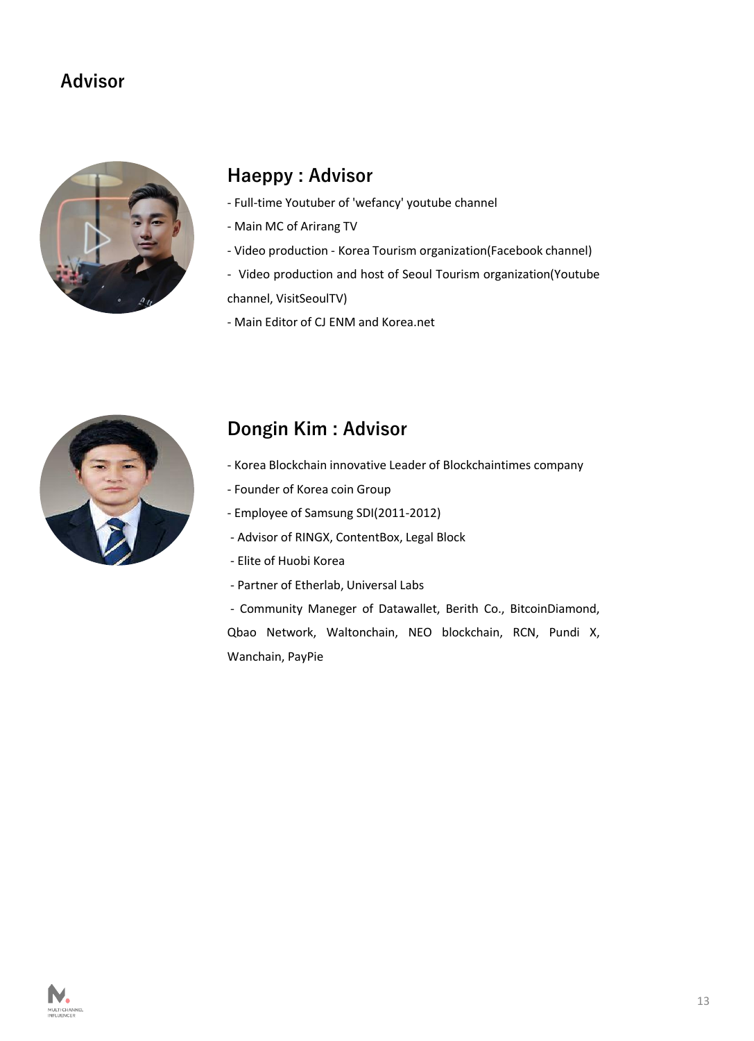# Advisor

## Haeppy : Advisor

- Full-time Youtuber of 'wefancy' youtube channel
- Main MC of Arirang TV
- Video production - Korea Tourism organization(Facebook channel)
- Video production and host of Seoul Tourism organization(Youtube channel, VisitSeoulTV)
- Main Editor of CJ ENM and Korea.net

## Dongin Kim : Advisor

- Korea Blockchain innovative Leader of Blockchaintimes company
- Founder of Korea coin Group
- Employee of Samsung SDI(2011-2012)
- Advisor of RINGX, ContentBox, Legal Block
- Elite of Huobi Korea
- Partner of Etherlab, Universal Labs
- Community Maneger of Datawallet, Berith Co., BitcoinDiamond, Qbao Network, Waltonchain, NEO blockchain, RCN, Pundi X, Wanchain, PayPie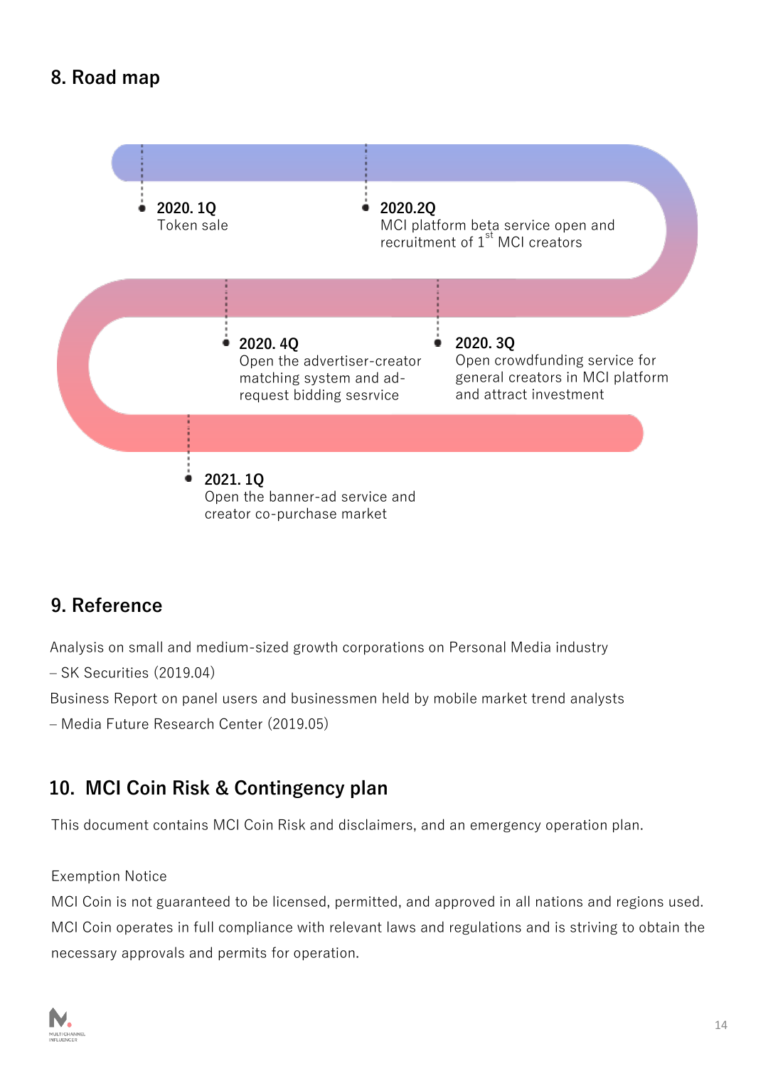## 8. Road map

**2020. 1Q**
Token sale

**2020.2Q**
MCI platform beta service open and recruitment of 1st MCI creators

**2020. 3Q**
Open crowdfunding service for general creators in MCI platform and attract investment

**2020. 4Q**
Open the advertiser-creator matching system and ad-request bidding sesrvice

**2021. 1Q**
Open the banner-ad service and creator co-purchase market

## 9. Reference

Analysis on small and medium-sized growth corporations on Personal Media industry
– SK Securities (2019.04)
Business Report on panel users and businessmen held by mobile market trend analysts
– Media Future Research Center (2019.05)

## 10. MCI Coin Risk & Contingency plan

This document contains MCI Coin Risk and disclaimers, and an emergency operation plan.

Exemption Notice
MCI Coin is not guaranteed to be licensed, permitted, and approved in all nations and regions used. MCI Coin operates in full compliance with relevant laws and regulations and is striving to obtain the necessary approvals and permits for operation.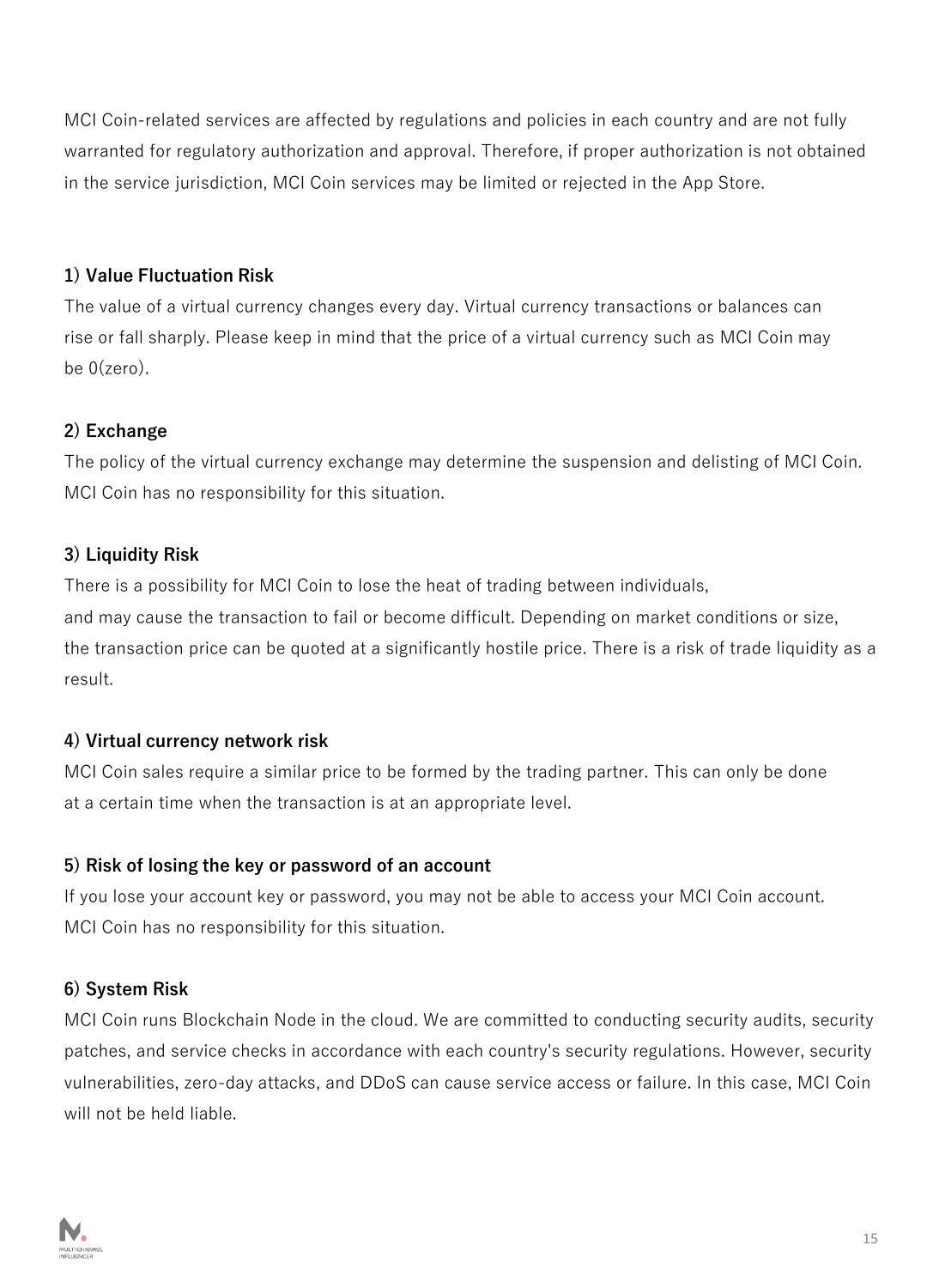MCI Coin-related services are affected by regulations and policies in each country and are not fully warranted for regulatory authorization and approval. Therefore, if proper authorization is not obtained in the service jurisdiction, MCI Coin services may be limited or rejected in the App Store.

**1) Value Fluctuation Risk**

The value of a virtual currency changes every day. Virtual currency transactions or balances can rise or fall sharply. Please keep in mind that the price of a virtual currency such as MCI Coin may be 0(zero).

**2) Exchange**

The policy of the virtual currency exchange may determine the suspension and delisting of MCI Coin. MCI Coin has no responsibility for this situation.

**3) Liquidity Risk**

There is a possibility for MCI Coin to lose the heat of trading between individuals, and may cause the transaction to fail or become difficult. Depending on market conditions or size, the transaction price can be quoted at a significantly hostile price. There is a risk of trade liquidity as a result.

**4) Virtual currency network risk**

MCI Coin sales require a similar price to be formed by the trading partner. This can only be done at a certain time when the transaction is at an appropriate level.

**5) Risk of losing the key or password of an account**

If you lose your account key or password, you may not be able to access your MCI Coin account. MCI Coin has no responsibility for this situation.

**6) System Risk**

MCI Coin runs Blockchain Node in the cloud. We are committed to conducting security audits, security patches, and service checks in accordance with each country's security regulations. However, security vulnerabilities, zero-day attacks, and DDoS can cause service access or failure. In this case, MCI Coin will not be held liable.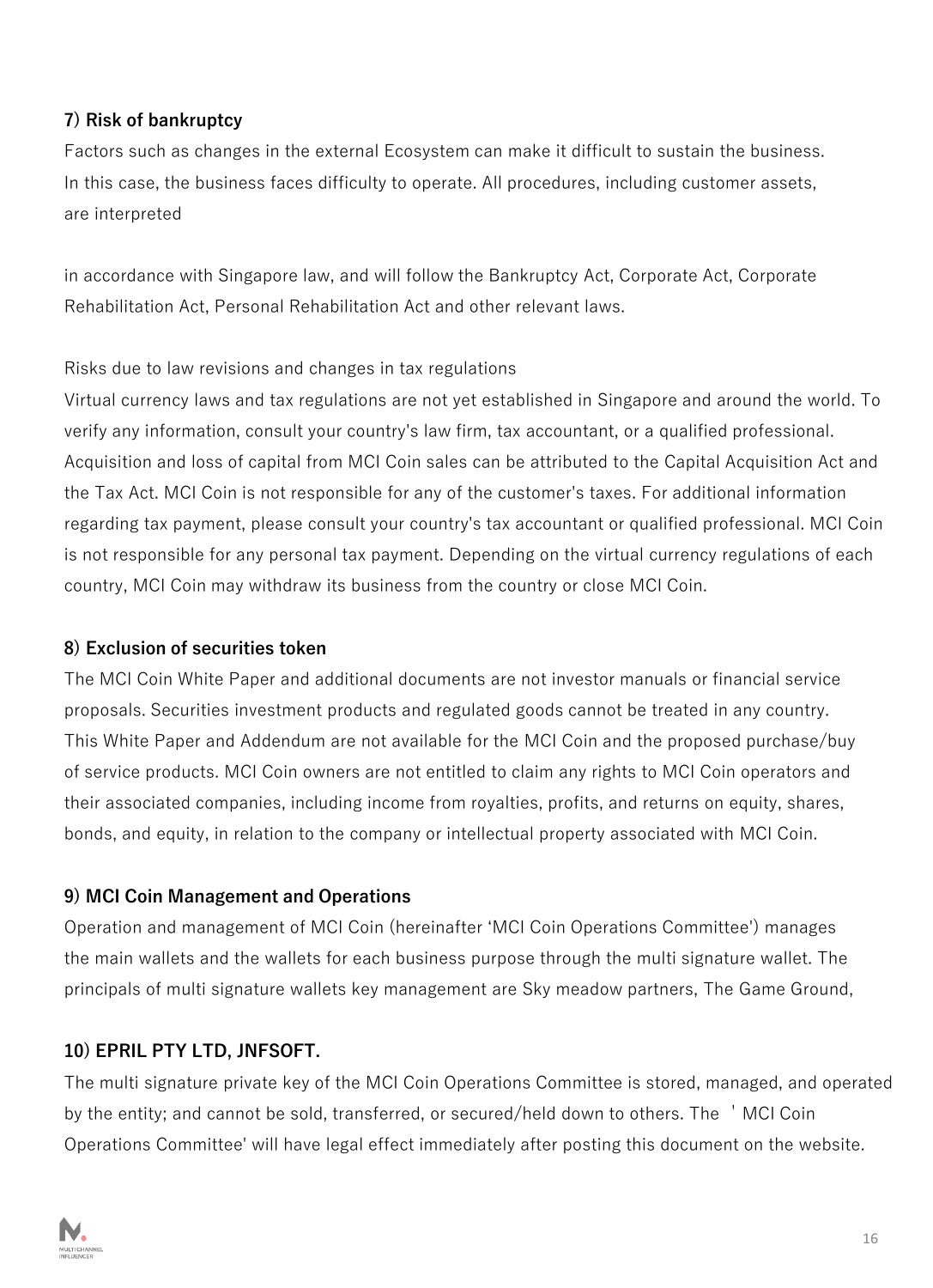### 7) Risk of bankruptcy

Factors such as changes in the external Ecosystem can make it difficult to sustain the business. In this case, the business faces difficulty to operate. All procedures, including customer assets, are interpreted

in accordance with Singapore law, and will follow the Bankruptcy Act, Corporate Act, Corporate Rehabilitation Act, Personal Rehabilitation Act and other relevant laws.

Risks due to law revisions and changes in tax regulations

Virtual currency laws and tax regulations are not yet established in Singapore and around the world. To verify any information, consult your country's law firm, tax accountant, or a qualified professional. Acquisition and loss of capital from MCI Coin sales can be attributed to the Capital Acquisition Act and the Tax Act. MCI Coin is not responsible for any of the customer's taxes. For additional information regarding tax payment, please consult your country's tax accountant or qualified professional. MCI Coin is not responsible for any personal tax payment. Depending on the virtual currency regulations of each country, MCI Coin may withdraw its business from the country or close MCI Coin.

### 8) Exclusion of securities token

The MCI Coin White Paper and additional documents are not investor manuals or financial service proposals. Securities investment products and regulated goods cannot be treated in any country. This White Paper and Addendum are not available for the MCI Coin and the proposed purchase/buy of service products. MCI Coin owners are not entitled to claim any rights to MCI Coin operators and their associated companies, including income from royalties, profits, and returns on equity, shares, bonds, and equity, in relation to the company or intellectual property associated with MCI Coin.

### 9) MCI Coin Management and Operations

Operation and management of MCI Coin (hereinafter 'MCI Coin Operations Committee') manages the main wallets and the wallets for each business purpose through the multi signature wallet. The principals of multi signature wallets key management are Sky meadow partners, The Game Ground,

### 10) EPRIL PTY LTD, JNFSOFT.

The multi signature private key of the MCI Coin Operations Committee is stored, managed, and operated by the entity; and cannot be sold, transferred, or secured/held down to others. The ＇MCI Coin Operations Committee' will have legal effect immediately after posting this document on the website.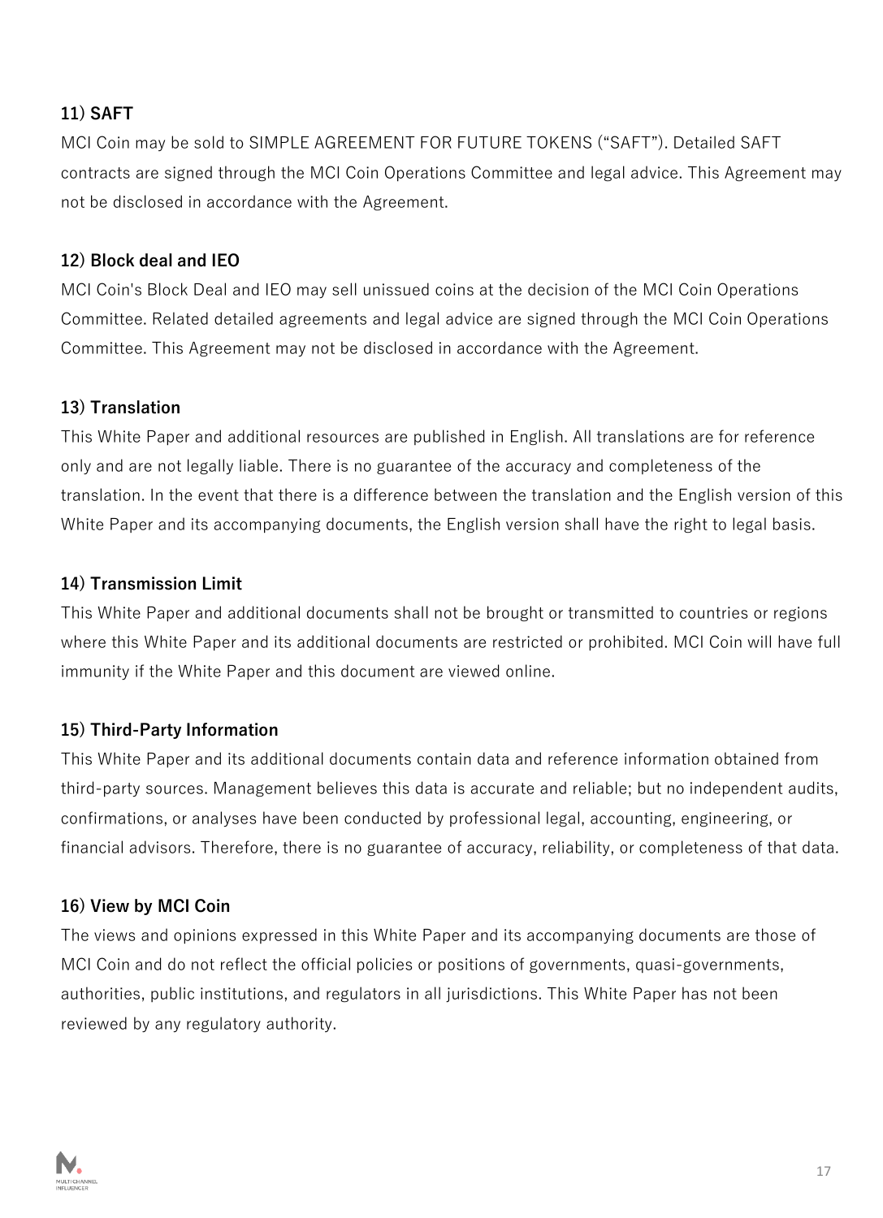### 11) SAFT

MCI Coin may be sold to SIMPLE AGREEMENT FOR FUTURE TOKENS (“SAFT”). Detailed SAFT contracts are signed through the MCI Coin Operations Committee and legal advice. This Agreement may not be disclosed in accordance with the Agreement.

### 12) Block deal and IEO

MCI Coin's Block Deal and IEO may sell unissued coins at the decision of the MCI Coin Operations Committee. Related detailed agreements and legal advice are signed through the MCI Coin Operations Committee. This Agreement may not be disclosed in accordance with the Agreement.

### 13) Translation

This White Paper and additional resources are published in English. All translations are for reference only and are not legally liable. There is no guarantee of the accuracy and completeness of the translation. In the event that there is a difference between the translation and the English version of this White Paper and its accompanying documents, the English version shall have the right to legal basis.

### 14) Transmission Limit

This White Paper and additional documents shall not be brought or transmitted to countries or regions where this White Paper and its additional documents are restricted or prohibited. MCI Coin will have full immunity if the White Paper and this document are viewed online.

### 15) Third-Party Information

This White Paper and its additional documents contain data and reference information obtained from third-party sources. Management believes this data is accurate and reliable; but no independent audits, confirmations, or analyses have been conducted by professional legal, accounting, engineering, or financial advisors. Therefore, there is no guarantee of accuracy, reliability, or completeness of that data.

### 16) View by MCI Coin

The views and opinions expressed in this White Paper and its accompanying documents are those of MCI Coin and do not reflect the official policies or positions of governments, quasi-governments, authorities, public institutions, and regulators in all jurisdictions. This White Paper has not been reviewed by any regulatory authority.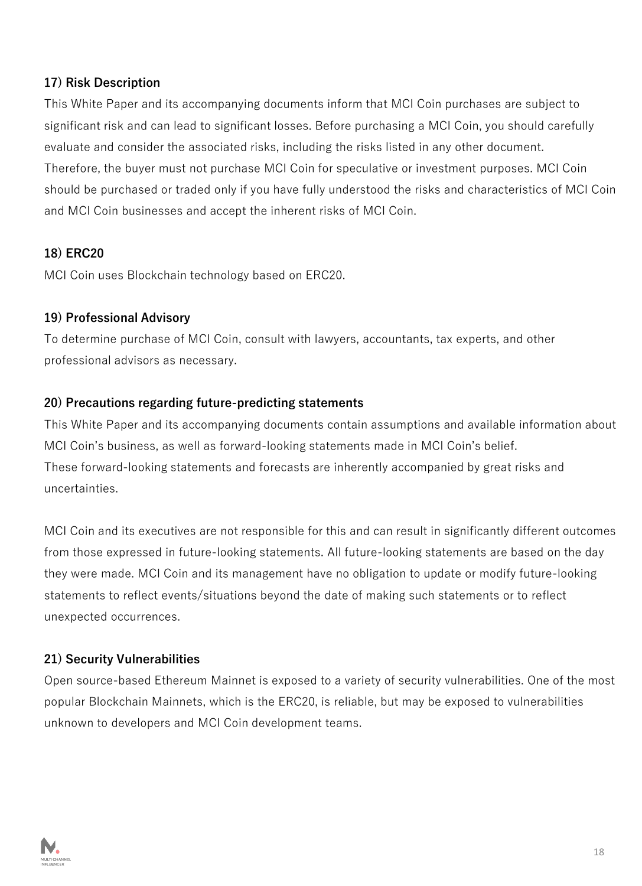### 17) Risk Description

This White Paper and its accompanying documents inform that MCI Coin purchases are subject to significant risk and can lead to significant losses. Before purchasing a MCI Coin, you should carefully evaluate and consider the associated risks, including the risks listed in any other document.
Therefore, the buyer must not purchase MCI Coin for speculative or investment purposes. MCI Coin should be purchased or traded only if you have fully understood the risks and characteristics of MCI Coin and MCI Coin businesses and accept the inherent risks of MCI Coin.

### 18) ERC20

MCI Coin uses Blockchain technology based on ERC20.

### 19) Professional Advisory

To determine purchase of MCI Coin, consult with lawyers, accountants, tax experts, and other professional advisors as necessary.

### 20) Precautions regarding future-predicting statements

This White Paper and its accompanying documents contain assumptions and available information about MCI Coin's business, as well as forward-looking statements made in MCI Coin's belief.
These forward-looking statements and forecasts are inherently accompanied by great risks and uncertainties.

MCI Coin and its executives are not responsible for this and can result in significantly different outcomes from those expressed in future-looking statements. All future-looking statements are based on the day they were made. MCI Coin and its management have no obligation to update or modify future-looking statements to reflect events/situations beyond the date of making such statements or to reflect unexpected occurrences.

### 21) Security Vulnerabilities

Open source-based Ethereum Mainnet is exposed to a variety of security vulnerabilities. One of the most popular Blockchain Mainnets, which is the ERC20, is reliable, but may be exposed to vulnerabilities unknown to developers and MCI Coin development teams.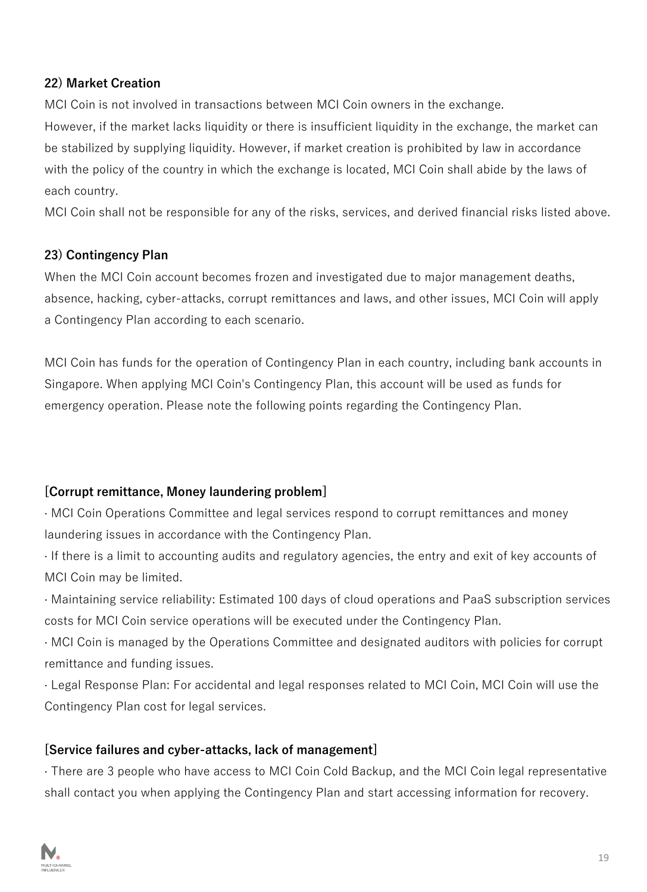### 22) Market Creation

MCI Coin is not involved in transactions between MCI Coin owners in the exchange.
However, if the market lacks liquidity or there is insufficient liquidity in the exchange, the market can be stabilized by supplying liquidity. However, if market creation is prohibited by law in accordance with the policy of the country in which the exchange is located, MCI Coin shall abide by the laws of each country.
MCI Coin shall not be responsible for any of the risks, services, and derived financial risks listed above.

### 23) Contingency Plan

When the MCI Coin account becomes frozen and investigated due to major management deaths, absence, hacking, cyber-attacks, corrupt remittances and laws, and other issues, MCI Coin will apply a Contingency Plan according to each scenario.

MCI Coin has funds for the operation of Contingency Plan in each country, including bank accounts in Singapore. When applying MCI Coin's Contingency Plan, this account will be used as funds for emergency operation. Please note the following points regarding the Contingency Plan.

**[Corrupt remittance, Money laundering problem]**

· MCI Coin Operations Committee and legal services respond to corrupt remittances and money laundering issues in accordance with the Contingency Plan.
· If there is a limit to accounting audits and regulatory agencies, the entry and exit of key accounts of MCI Coin may be limited.
· Maintaining service reliability: Estimated 100 days of cloud operations and PaaS subscription services costs for MCI Coin service operations will be executed under the Contingency Plan.
· MCI Coin is managed by the Operations Committee and designated auditors with policies for corrupt remittance and funding issues.
· Legal Response Plan: For accidental and legal responses related to MCI Coin, MCI Coin will use the Contingency Plan cost for legal services.

**[Service failures and cyber-attacks, lack of management]**

· There are 3 people who have access to MCI Coin Cold Backup, and the MCI Coin legal representative shall contact you when applying the Contingency Plan and start accessing information for recovery.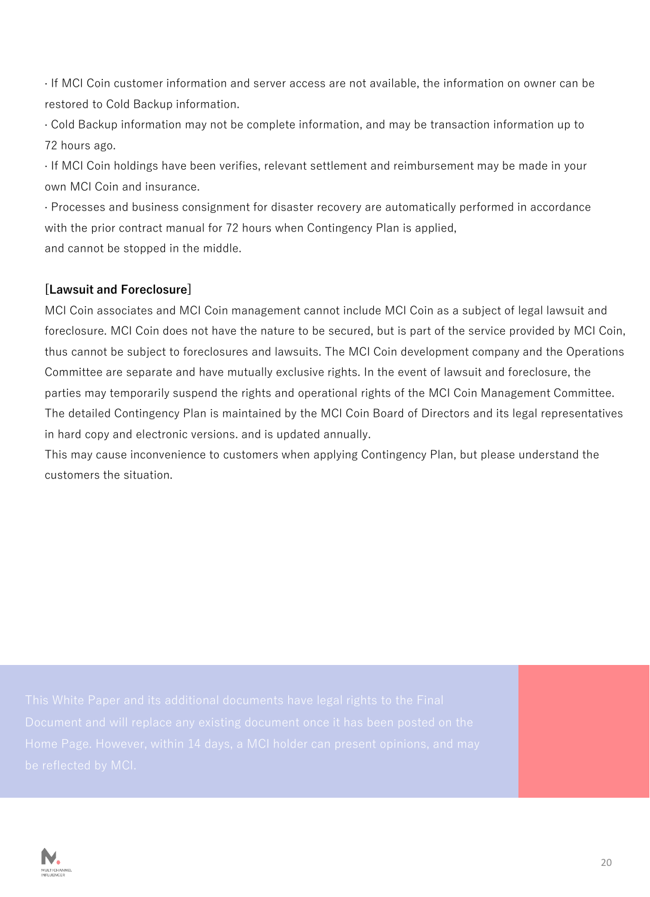· If MCI Coin customer information and server access are not available, the information on owner can be restored to Cold Backup information.

· Cold Backup information may not be complete information, and may be transaction information up to 72 hours ago.

· If MCI Coin holdings have been verifies, relevant settlement and reimbursement may be made in your own MCI Coin and insurance.

· Processes and business consignment for disaster recovery are automatically performed in accordance with the prior contract manual for 72 hours when Contingency Plan is applied, and cannot be stopped in the middle.

[**Lawsuit and Foreclosure**]

MCI Coin associates and MCI Coin management cannot include MCI Coin as a subject of legal lawsuit and foreclosure. MCI Coin does not have the nature to be secured, but is part of the service provided by MCI Coin, thus cannot be subject to foreclosures and lawsuits. The MCI Coin development company and the Operations Committee are separate and have mutually exclusive rights. In the event of lawsuit and foreclosure, the parties may temporarily suspend the rights and operational rights of the MCI Coin Management Committee. The detailed Contingency Plan is maintained by the MCI Coin Board of Directors and its legal representatives in hard copy and electronic versions. and is updated annually.

This may cause inconvenience to customers when applying Contingency Plan, but please understand the customers the situation.

This White Paper and its additional documents have legal rights to the Final Document and will replace any existing document once it has been posted on the Home Page. However, within 14 days, a MCI holder can present opinions, and may be reflected by MCI.